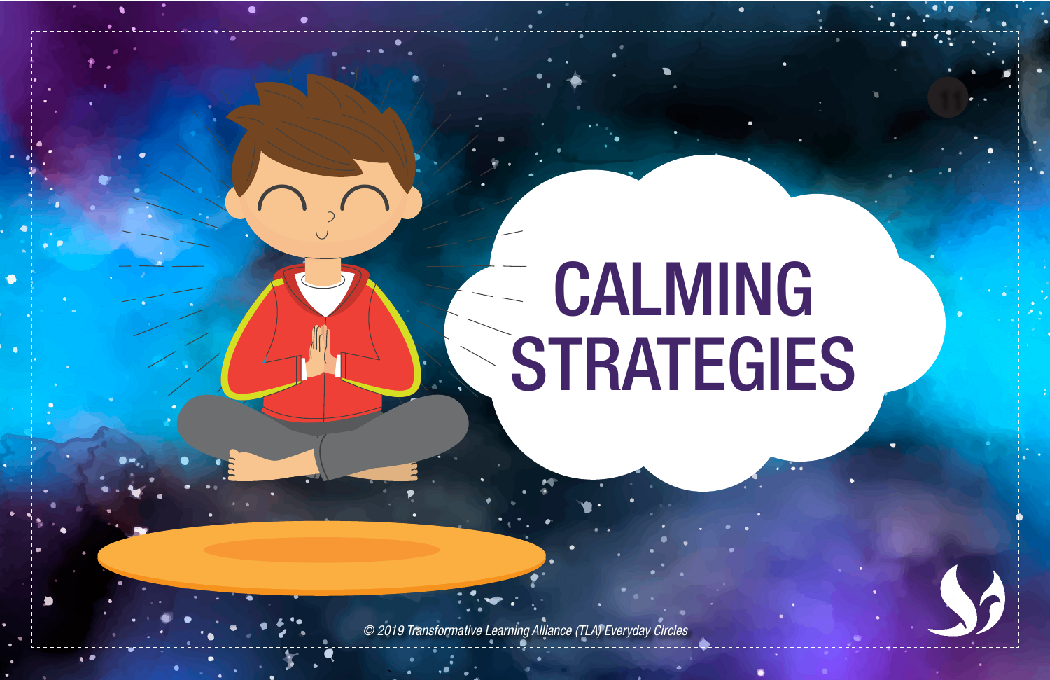# CALMING STRATEGIES

© 2019 Transformative Learning Alliance (TLA) Everyday Circles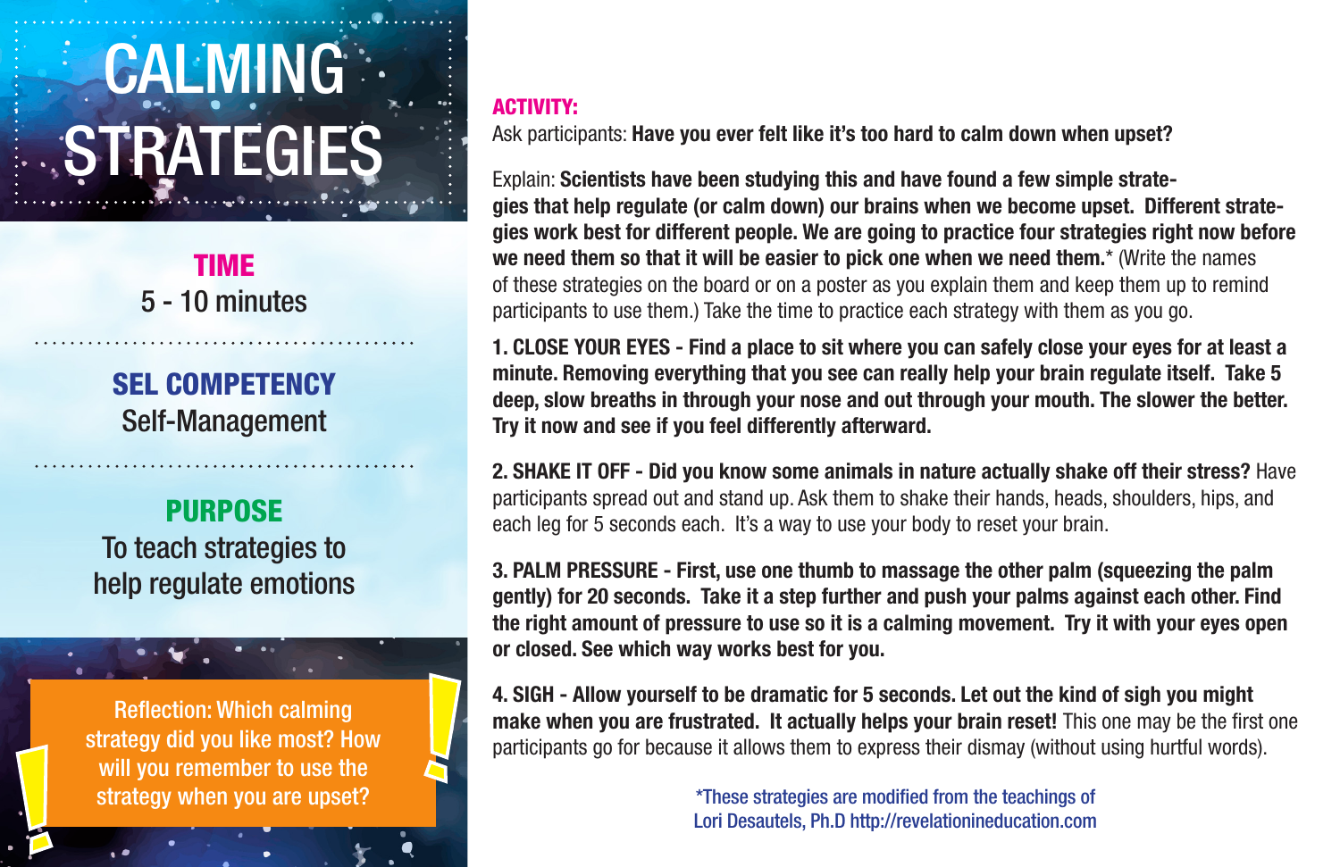# CALMING STRATEGIES

**TIME**
5 - 10 minutes

**SEL COMPETENCY**
Self-Management

**PURPOSE**
To teach strategies to help regulate emotions

Reflection: Which calming strategy did you like most? How will you remember to use the strategy when you are upset?

**ACTIVITY:**

Ask participants: **Have you ever felt like it's too hard to calm down when upset?**

Explain: **Scientists have been studying this and have found a few simple strategies that help regulate (or calm down) our brains when we become upset. Different strategies work best for different people. We are going to practice four strategies right now before we need them so that it will be easier to pick one when we need them.*** (Write the names of these strategies on the board or on a poster as you explain them and keep them up to remind participants to use them.) Take the time to practice each strategy with them as you go.

**1. CLOSE YOUR EYES - Find a place to sit where you can safely close your eyes for at least a minute. Removing everything that you see can really help your brain regulate itself. Take 5 deep, slow breaths in through your nose and out through your mouth. The slower the better. Try it now and see if you feel differently afterward.**

**2. SHAKE IT OFF - Did you know some animals in nature actually shake off their stress?** Have participants spread out and stand up. Ask them to shake their hands, heads, shoulders, hips, and each leg for 5 seconds each. It's a way to use your body to reset your brain.

**3. PALM PRESSURE - First, use one thumb to massage the other palm (squeezing the palm gently) for 20 seconds. Take it a step further and push your palms against each other. Find the right amount of pressure to use so it is a calming movement. Try it with your eyes open or closed. See which way works best for you.**

**4. SIGH - Allow yourself to be dramatic for 5 seconds. Let out the kind of sigh you might make when you are frustrated. It actually helps your brain reset!** This one may be the first one participants go for because it allows them to express their dismay (without using hurtful words).

*These strategies are modified from the teachings of Lori Desautels, Ph.D http://revelationineducation.com